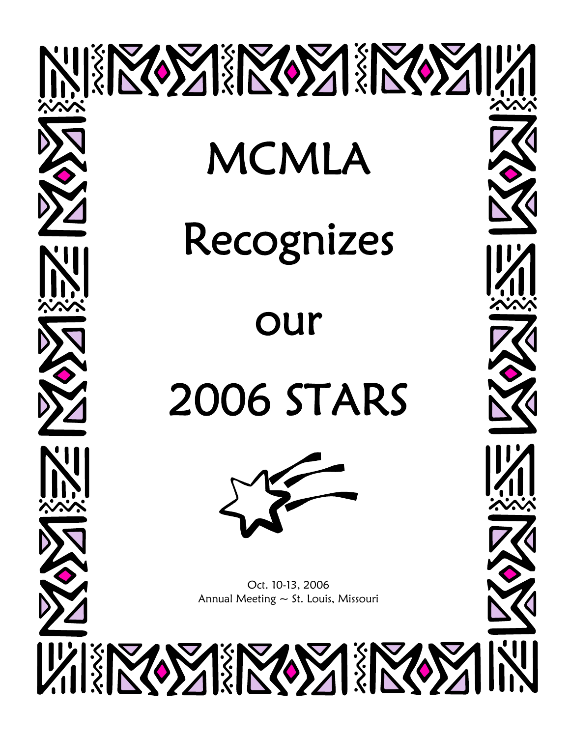# MCMLA

# Recognizes

# our

# 2006 STARS

Oct. 10-13, 2006
Annual Meeting ~ St. Louis, Missouri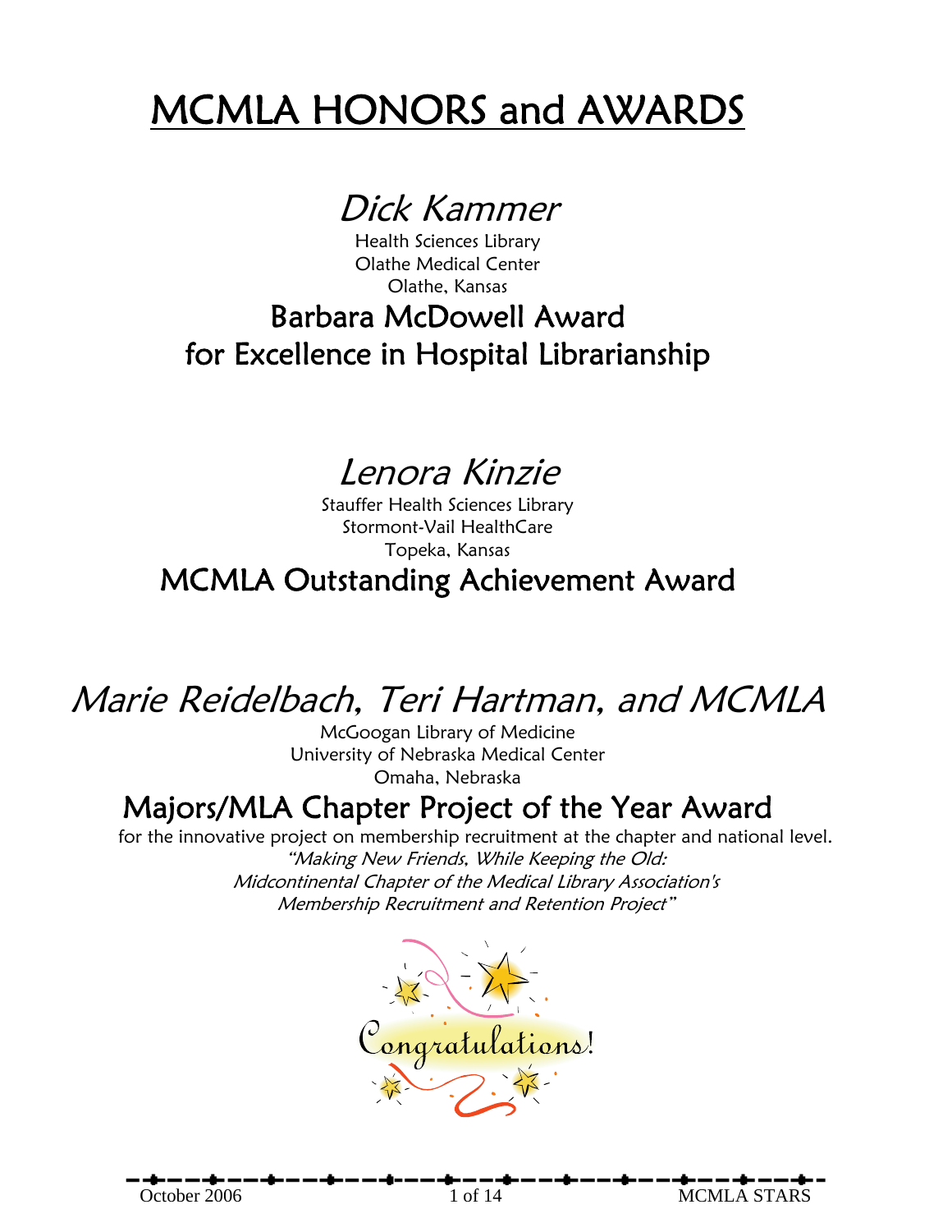# MCMLA HONORS and AWARDS

## *Dick Kammer*

Health Sciences Library
Olathe Medical Center
Olathe, Kansas

### Barbara McDowell Award for Excellence in Hospital Librarianship

## *Lenora Kinzie*

Stauffer Health Sciences Library
Stormont-Vail HealthCare
Topeka, Kansas

### MCMLA Outstanding Achievement Award

## *Marie Reidelbach, Teri Hartman, and MCMLA*

McGoogan Library of Medicine
University of Nebraska Medical Center
Omaha, Nebraska

### Majors/MLA Chapter Project of the Year Award

for the innovative project on membership recruitment at the chapter and national level.

*"Making New Friends, While Keeping the Old: Midcontinental Chapter of the Medical Library Association's Membership Recruitment and Retention Project"*

Congratulations!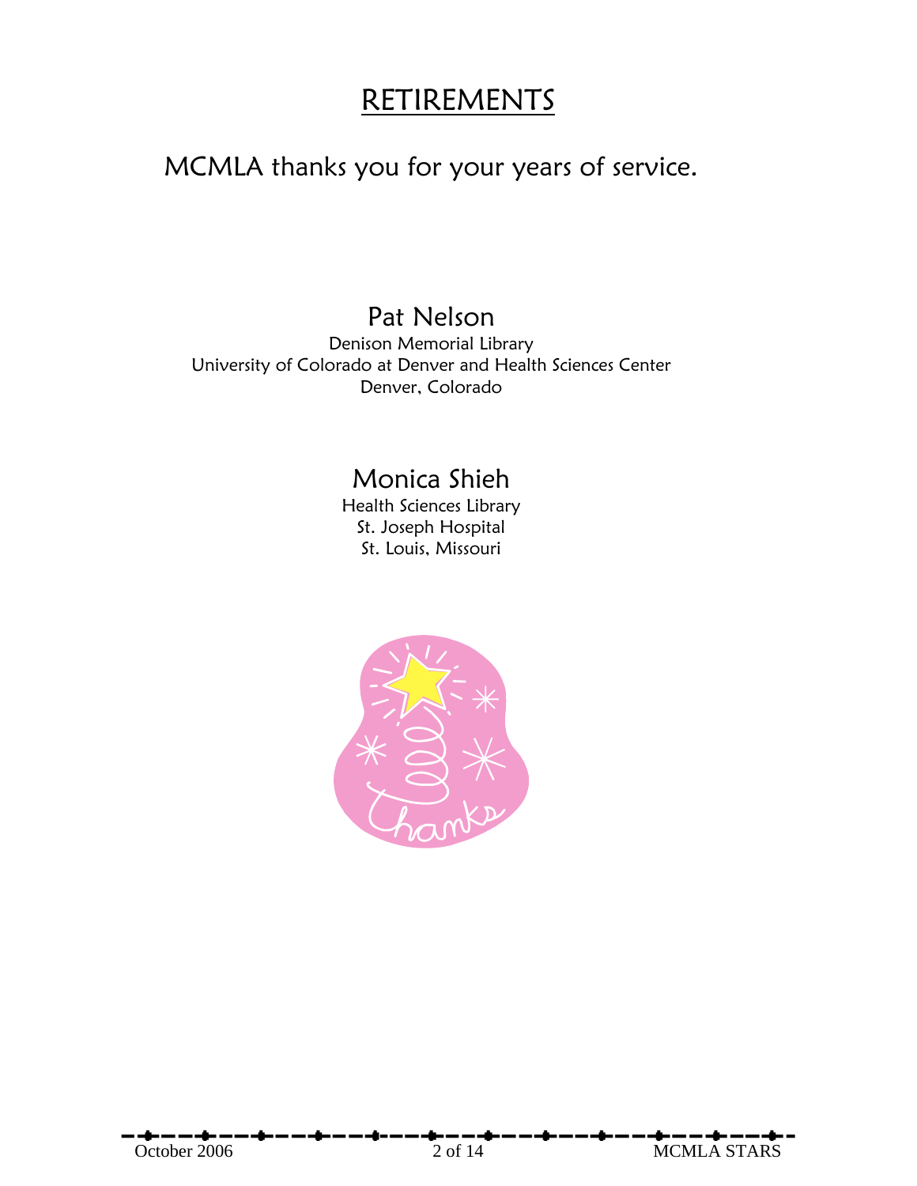# RETIREMENTS

MCMLA thanks you for your years of service.

## Pat Nelson

Denison Memorial Library
University of Colorado at Denver and Health Sciences Center
Denver, Colorado

## Monica Shieh

Health Sciences Library
St. Joseph Hospital
St. Louis, Missouri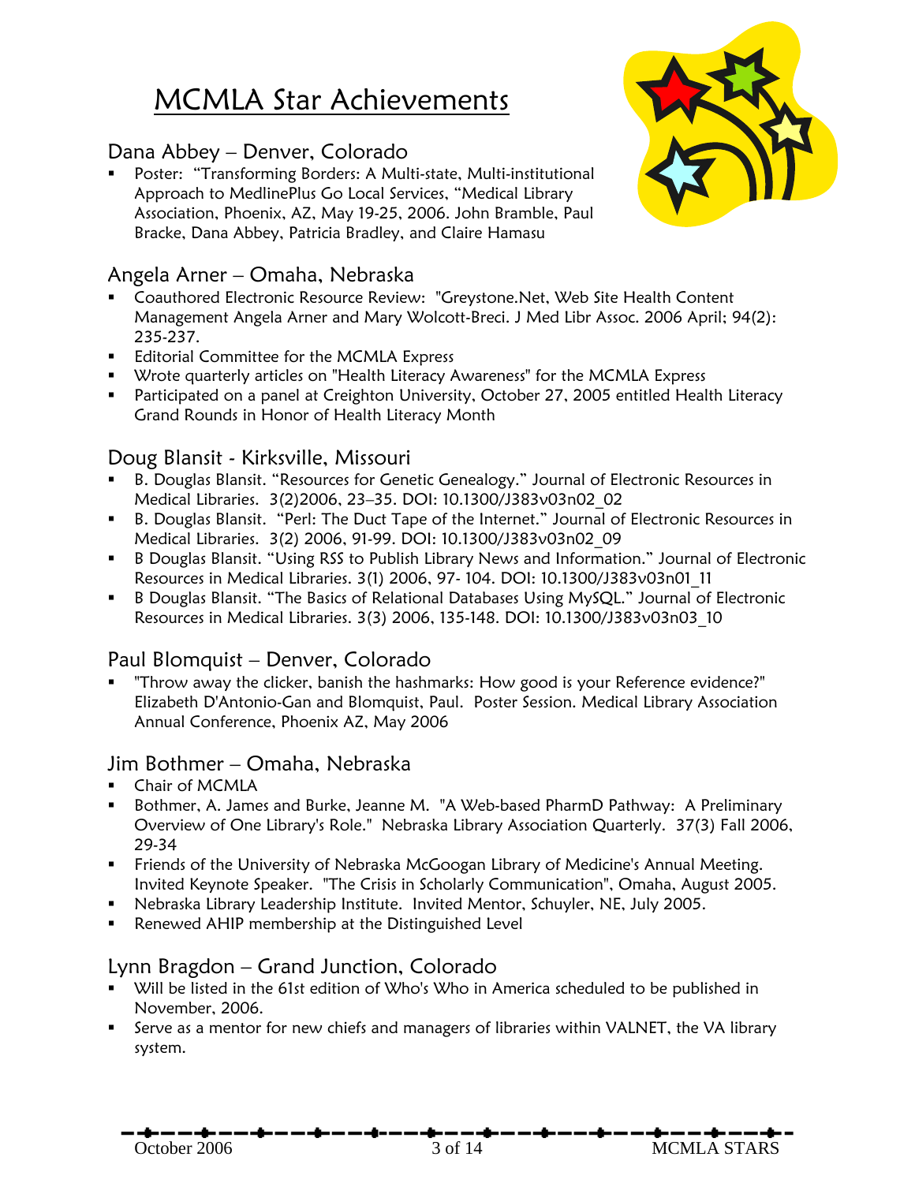# MCMLA Star Achievements

## Dana Abbey – Denver, Colorado

- Poster: "Transforming Borders: A Multi-state, Multi-institutional Approach to MedlinePlus Go Local Services, "Medical Library Association, Phoenix, AZ, May 19-25, 2006. John Bramble, Paul Bracke, Dana Abbey, Patricia Bradley, and Claire Hamasu

## Angela Arner – Omaha, Nebraska

- Coauthored Electronic Resource Review: "Greystone.Net, Web Site Health Content Management Angela Arner and Mary Wolcott-Breci. J Med Libr Assoc. 2006 April; 94(2): 235-237.
- Editorial Committee for the MCMLA Express
- Wrote quarterly articles on "Health Literacy Awareness" for the MCMLA Express
- Participated on a panel at Creighton University, October 27, 2005 entitled Health Literacy Grand Rounds in Honor of Health Literacy Month

## Doug Blansit - Kirksville, Missouri

- B. Douglas Blansit. "Resources for Genetic Genealogy." Journal of Electronic Resources in Medical Libraries. 3(2)2006, 23–35. DOI: 10.1300/J383v03n02_02
- B. Douglas Blansit. "Perl: The Duct Tape of the Internet." Journal of Electronic Resources in Medical Libraries. 3(2) 2006, 91-99. DOI: 10.1300/J383v03n02_09
- B Douglas Blansit. "Using RSS to Publish Library News and Information." Journal of Electronic Resources in Medical Libraries. 3(1) 2006, 97- 104. DOI: 10.1300/J383v03n01_11
- B Douglas Blansit. "The Basics of Relational Databases Using MySQL." Journal of Electronic Resources in Medical Libraries. 3(3) 2006, 135-148. DOI: 10.1300/J383v03n03_10

## Paul Blomquist – Denver, Colorado

- "Throw away the clicker, banish the hashmarks: How good is your Reference evidence?" Elizabeth D'Antonio-Gan and Blomquist, Paul. Poster Session. Medical Library Association Annual Conference, Phoenix AZ, May 2006

## Jim Bothmer – Omaha, Nebraska

- Chair of MCMLA
- Bothmer, A. James and Burke, Jeanne M. "A Web-based PharmD Pathway: A Preliminary Overview of One Library's Role." Nebraska Library Association Quarterly. 37(3) Fall 2006, 29-34
- Friends of the University of Nebraska McGoogan Library of Medicine's Annual Meeting. Invited Keynote Speaker. "The Crisis in Scholarly Communication", Omaha, August 2005.
- Nebraska Library Leadership Institute. Invited Mentor, Schuyler, NE, July 2005.
- Renewed AHIP membership at the Distinguished Level

## Lynn Bragdon – Grand Junction, Colorado

- Will be listed in the 61st edition of Who's Who in America scheduled to be published in November, 2006.
- Serve as a mentor for new chiefs and managers of libraries within VALNET, the VA library system.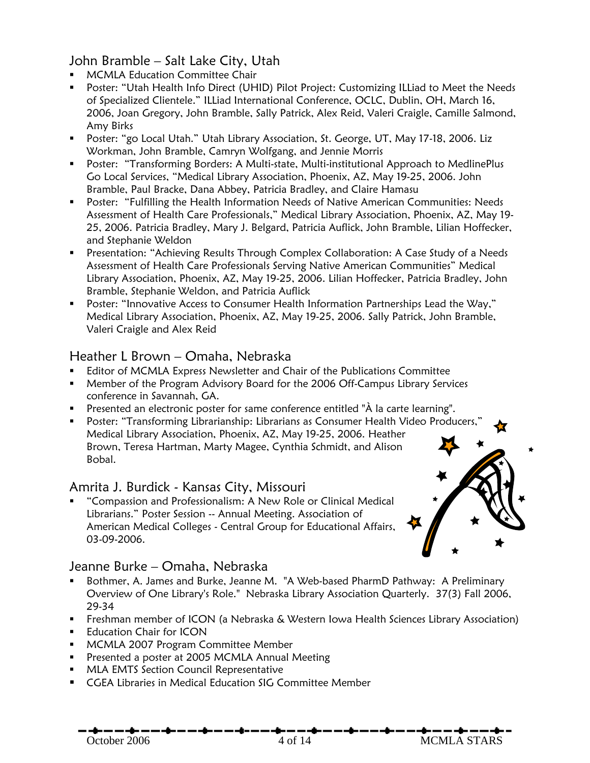## John Bramble – Salt Lake City, Utah

- MCMLA Education Committee Chair
- Poster: "Utah Health Info Direct (UHID) Pilot Project: Customizing ILLiad to Meet the Needs of Specialized Clientele." ILLiad International Conference, OCLC, Dublin, OH, March 16, 2006, Joan Gregory, John Bramble, Sally Patrick, Alex Reid, Valeri Craigle, Camille Salmond, Amy Birks
- Poster: "go Local Utah." Utah Library Association, St. George, UT, May 17-18, 2006. Liz Workman, John Bramble, Camryn Wolfgang, and Jennie Morris
- Poster: "Transforming Borders: A Multi-state, Multi-institutional Approach to MedlinePlus Go Local Services, "Medical Library Association, Phoenix, AZ, May 19-25, 2006. John Bramble, Paul Bracke, Dana Abbey, Patricia Bradley, and Claire Hamasu
- Poster: "Fulfilling the Health Information Needs of Native American Communities: Needs Assessment of Health Care Professionals," Medical Library Association, Phoenix, AZ, May 19-25, 2006. Patricia Bradley, Mary J. Belgard, Patricia Auflick, John Bramble, Lilian Hoffecker, and Stephanie Weldon
- Presentation: "Achieving Results Through Complex Collaboration: A Case Study of a Needs Assessment of Health Care Professionals Serving Native American Communities" Medical Library Association, Phoenix, AZ, May 19-25, 2006. Lilian Hoffecker, Patricia Bradley, John Bramble, Stephanie Weldon, and Patricia Auflick
- Poster: "Innovative Access to Consumer Health Information Partnerships Lead the Way," Medical Library Association, Phoenix, AZ, May 19-25, 2006. Sally Patrick, John Bramble, Valeri Craigle and Alex Reid

## Heather L Brown – Omaha, Nebraska

- Editor of MCMLA Express Newsletter and Chair of the Publications Committee
- Member of the Program Advisory Board for the 2006 Off-Campus Library Services conference in Savannah, GA.
- Presented an electronic poster for same conference entitled "À la carte learning".
- Poster: "Transforming Librarianship: Librarians as Consumer Health Video Producers," Medical Library Association, Phoenix, AZ, May 19-25, 2006. Heather Brown, Teresa Hartman, Marty Magee, Cynthia Schmidt, and Alison Bobal.

## Amrita J. Burdick - Kansas City, Missouri

- "Compassion and Professionalism: A New Role or Clinical Medical Librarians." Poster Session -- Annual Meeting. Association of American Medical Colleges - Central Group for Educational Affairs, 03-09-2006.

## Jeanne Burke – Omaha, Nebraska

- Bothmer, A. James and Burke, Jeanne M. "A Web-based PharmD Pathway: A Preliminary Overview of One Library's Role." Nebraska Library Association Quarterly. 37(3) Fall 2006, 29-34
- Freshman member of ICON (a Nebraska & Western Iowa Health Sciences Library Association)
- Education Chair for ICON
- MCMLA 2007 Program Committee Member
- Presented a poster at 2005 MCMLA Annual Meeting
- MLA EMTS Section Council Representative
- CGEA Libraries in Medical Education SIG Committee Member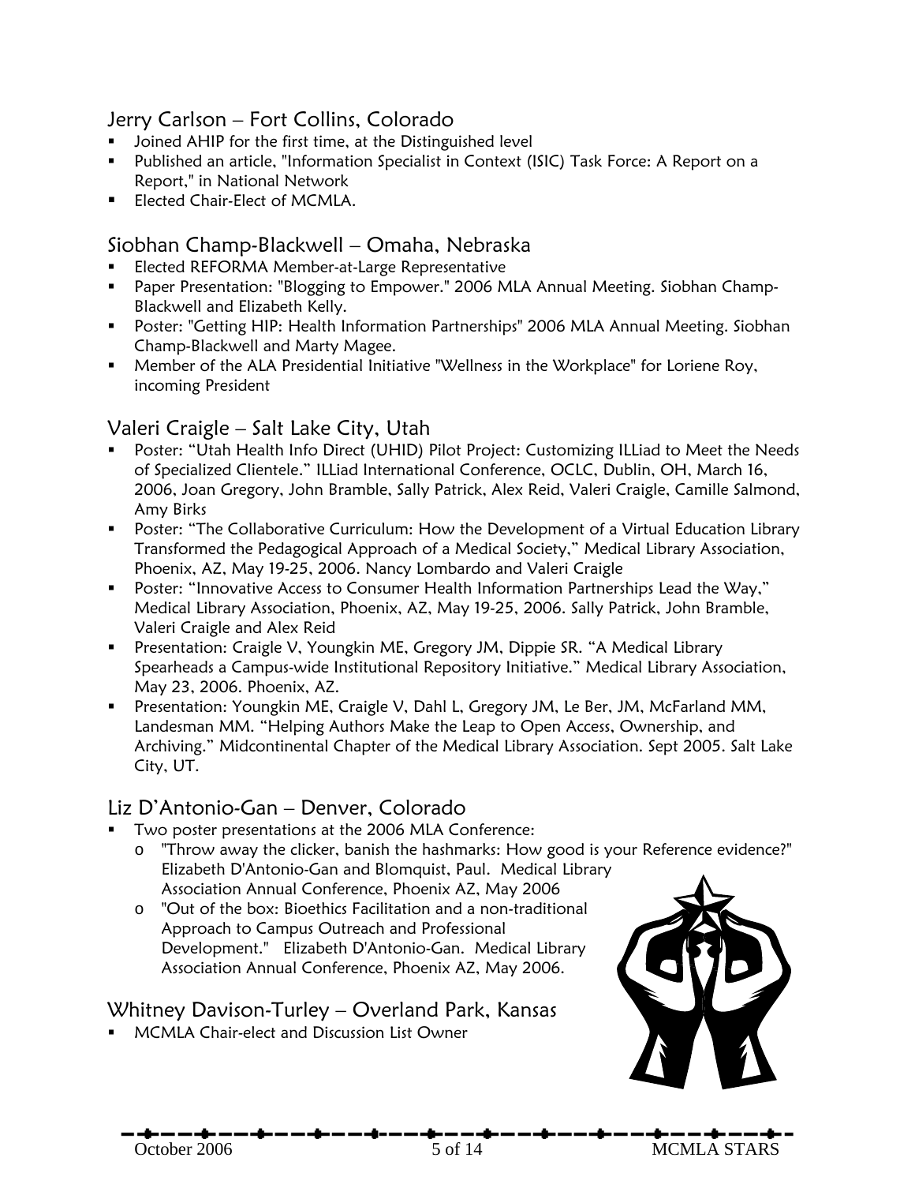## Jerry Carlson – Fort Collins, Colorado

- Joined AHIP for the first time, at the Distinguished level
- Published an article, "Information Specialist in Context (ISIC) Task Force: A Report on a Report," in National Network
- Elected Chair-Elect of MCMLA.

## Siobhan Champ-Blackwell – Omaha, Nebraska

- Elected REFORMA Member-at-Large Representative
- Paper Presentation: "Blogging to Empower." 2006 MLA Annual Meeting. Siobhan Champ-Blackwell and Elizabeth Kelly.
- Poster: "Getting HIP: Health Information Partnerships" 2006 MLA Annual Meeting. Siobhan Champ-Blackwell and Marty Magee.
- Member of the ALA Presidential Initiative "Wellness in the Workplace" for Loriene Roy, incoming President

## Valeri Craigle – Salt Lake City, Utah

- Poster: "Utah Health Info Direct (UHID) Pilot Project: Customizing ILLiad to Meet the Needs of Specialized Clientele." ILLiad International Conference, OCLC, Dublin, OH, March 16, 2006, Joan Gregory, John Bramble, Sally Patrick, Alex Reid, Valeri Craigle, Camille Salmond, Amy Birks
- Poster: "The Collaborative Curriculum: How the Development of a Virtual Education Library Transformed the Pedagogical Approach of a Medical Society," Medical Library Association, Phoenix, AZ, May 19-25, 2006. Nancy Lombardo and Valeri Craigle
- Poster: "Innovative Access to Consumer Health Information Partnerships Lead the Way," Medical Library Association, Phoenix, AZ, May 19-25, 2006. Sally Patrick, John Bramble, Valeri Craigle and Alex Reid
- Presentation: Craigle V, Youngkin ME, Gregory JM, Dippie SR. "A Medical Library Spearheads a Campus-wide Institutional Repository Initiative." Medical Library Association, May 23, 2006. Phoenix, AZ.
- Presentation: Youngkin ME, Craigle V, Dahl L, Gregory JM, Le Ber, JM, McFarland MM, Landesman MM. "Helping Authors Make the Leap to Open Access, Ownership, and Archiving." Midcontinental Chapter of the Medical Library Association. Sept 2005. Salt Lake City, UT.

## Liz D'Antonio-Gan – Denver, Colorado

- Two poster presentations at the 2006 MLA Conference:
  - "Throw away the clicker, banish the hashmarks: How good is your Reference evidence?" Elizabeth D'Antonio-Gan and Blomquist, Paul. Medical Library Association Annual Conference, Phoenix AZ, May 2006
  - "Out of the box: Bioethics Facilitation and a non-traditional Approach to Campus Outreach and Professional Development." Elizabeth D'Antonio-Gan. Medical Library Association Annual Conference, Phoenix AZ, May 2006.

## Whitney Davison-Turley – Overland Park, Kansas

- MCMLA Chair-elect and Discussion List Owner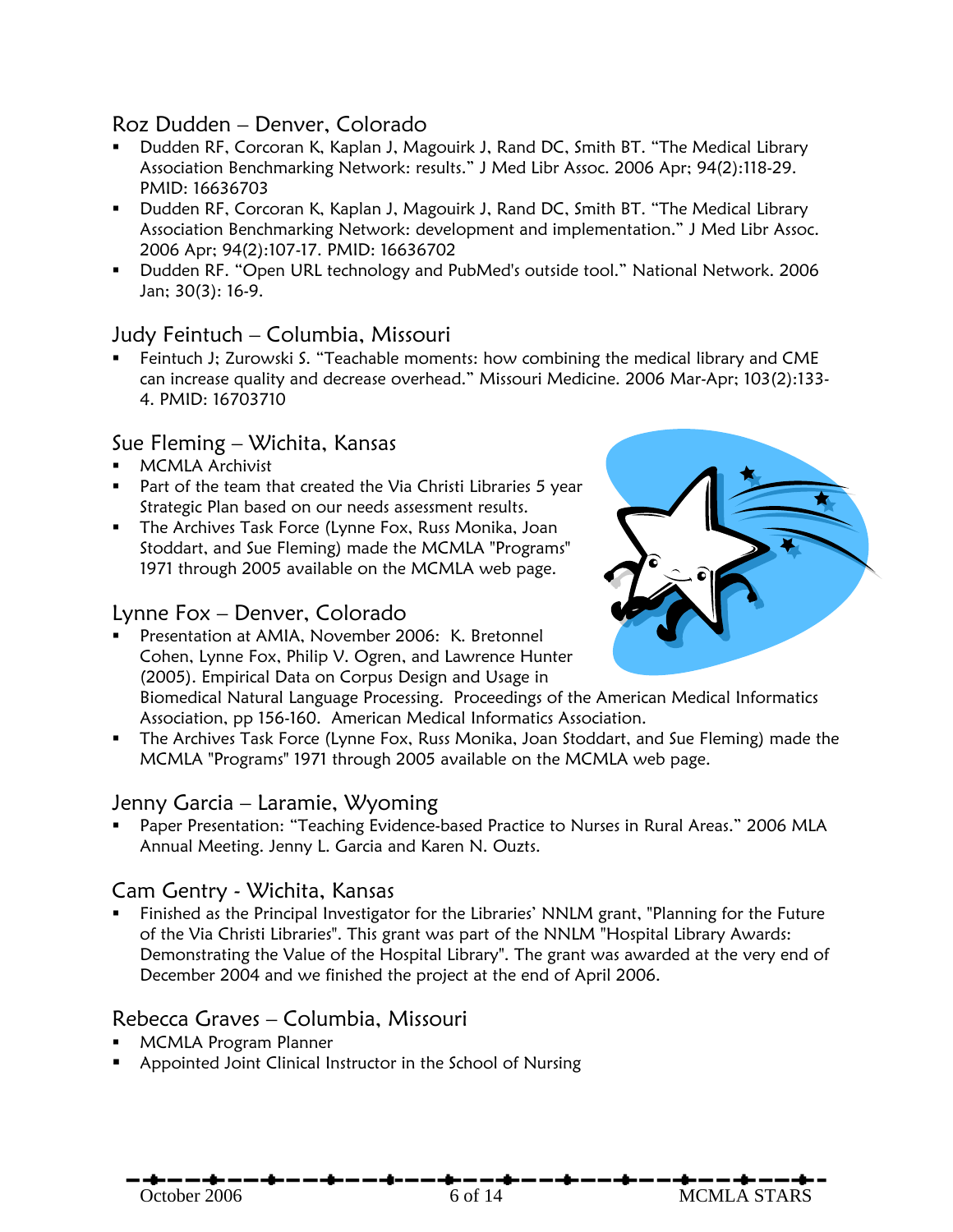## Roz Dudden – Denver, Colorado

- Dudden RF, Corcoran K, Kaplan J, Magouirk J, Rand DC, Smith BT. "The Medical Library Association Benchmarking Network: results." J Med Libr Assoc. 2006 Apr; 94(2):118-29. PMID: 16636703
- Dudden RF, Corcoran K, Kaplan J, Magouirk J, Rand DC, Smith BT. "The Medical Library Association Benchmarking Network: development and implementation." J Med Libr Assoc. 2006 Apr; 94(2):107-17. PMID: 16636702
- Dudden RF. "Open URL technology and PubMed's outside tool." National Network. 2006 Jan; 30(3): 16-9.

## Judy Feintuch – Columbia, Missouri

- Feintuch J; Zurowski S. "Teachable moments: how combining the medical library and CME can increase quality and decrease overhead." Missouri Medicine. 2006 Mar-Apr; 103(2):133-4. PMID: 16703710

## Sue Fleming – Wichita, Kansas

- MCMLA Archivist
- Part of the team that created the Via Christi Libraries 5 year Strategic Plan based on our needs assessment results.
- The Archives Task Force (Lynne Fox, Russ Monika, Joan Stoddart, and Sue Fleming) made the MCMLA "Programs" 1971 through 2005 available on the MCMLA web page.

## Lynne Fox – Denver, Colorado

- Presentation at AMIA, November 2006: K. Bretonnel Cohen, Lynne Fox, Philip V. Ogren, and Lawrence Hunter (2005). Empirical Data on Corpus Design and Usage in Biomedical Natural Language Processing. Proceedings of the American Medical Informatics Association, pp 156-160. American Medical Informatics Association.
- The Archives Task Force (Lynne Fox, Russ Monika, Joan Stoddart, and Sue Fleming) made the MCMLA "Programs" 1971 through 2005 available on the MCMLA web page.

## Jenny Garcia – Laramie, Wyoming

- Paper Presentation: "Teaching Evidence-based Practice to Nurses in Rural Areas." 2006 MLA Annual Meeting. Jenny L. Garcia and Karen N. Ouzts.

## Cam Gentry - Wichita, Kansas

- Finished as the Principal Investigator for the Libraries' NNLM grant, "Planning for the Future of the Via Christi Libraries". This grant was part of the NNLM "Hospital Library Awards: Demonstrating the Value of the Hospital Library". The grant was awarded at the very end of December 2004 and we finished the project at the end of April 2006.

## Rebecca Graves – Columbia, Missouri

- MCMLA Program Planner
- Appointed Joint Clinical Instructor in the School of Nursing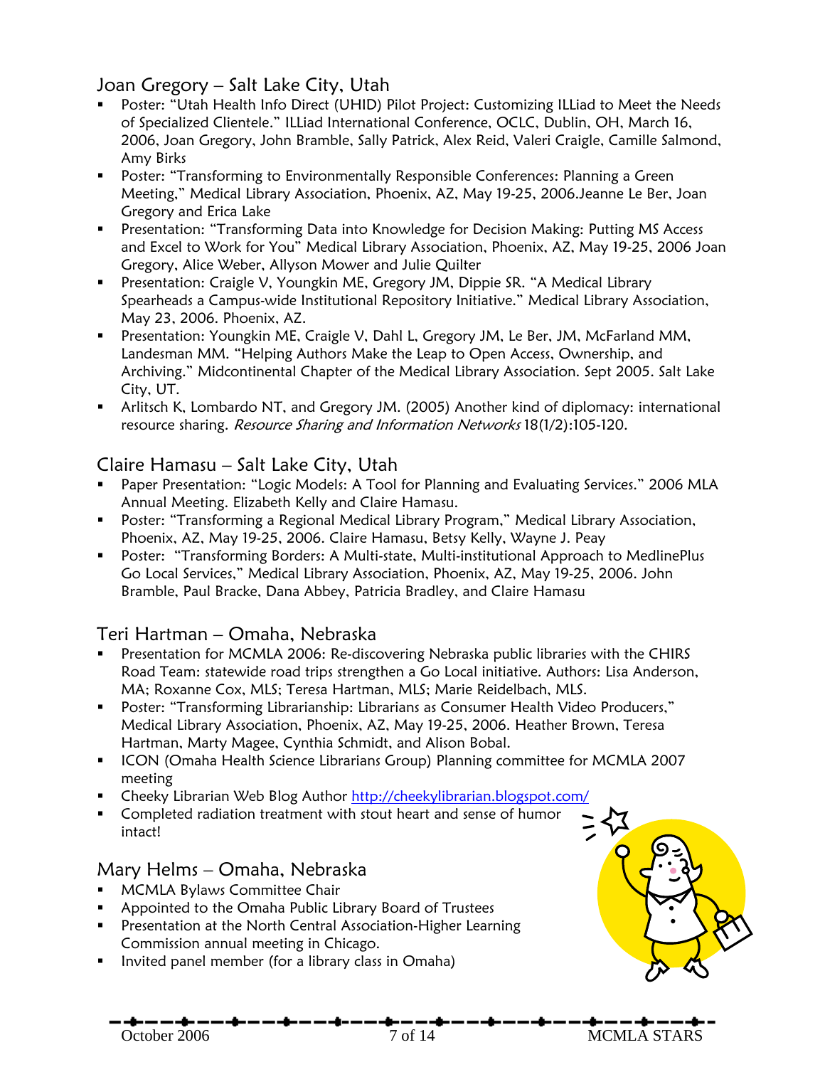## Joan Gregory – Salt Lake City, Utah

- Poster: "Utah Health Info Direct (UHID) Pilot Project: Customizing ILLiad to Meet the Needs of Specialized Clientele." ILLiad International Conference, OCLC, Dublin, OH, March 16, 2006, Joan Gregory, John Bramble, Sally Patrick, Alex Reid, Valeri Craigle, Camille Salmond, Amy Birks
- Poster: "Transforming to Environmentally Responsible Conferences: Planning a Green Meeting," Medical Library Association, Phoenix, AZ, May 19-25, 2006.Jeanne Le Ber, Joan Gregory and Erica Lake
- Presentation: "Transforming Data into Knowledge for Decision Making: Putting MS Access and Excel to Work for You" Medical Library Association, Phoenix, AZ, May 19-25, 2006 Joan Gregory, Alice Weber, Allyson Mower and Julie Quilter
- Presentation: Craigle V, Youngkin ME, Gregory JM, Dippie SR. "A Medical Library Spearheads a Campus-wide Institutional Repository Initiative." Medical Library Association, May 23, 2006. Phoenix, AZ.
- Presentation: Youngkin ME, Craigle V, Dahl L, Gregory JM, Le Ber, JM, McFarland MM, Landesman MM. "Helping Authors Make the Leap to Open Access, Ownership, and Archiving." Midcontinental Chapter of the Medical Library Association. Sept 2005. Salt Lake City, UT.
- Arltisch K, Lombardo NT, and Gregory JM. (2005) Another kind of diplomacy: international resource sharing. *Resource Sharing and Information Networks* 18(1/2):105-120.

## Claire Hamasu – Salt Lake City, Utah

- Paper Presentation: "Logic Models: A Tool for Planning and Evaluating Services." 2006 MLA Annual Meeting. Elizabeth Kelly and Claire Hamasu.
- Poster: "Transforming a Regional Medical Library Program," Medical Library Association, Phoenix, AZ, May 19-25, 2006. Claire Hamasu, Betsy Kelly, Wayne J. Peay
- Poster: "Transforming Borders: A Multi-state, Multi-institutional Approach to MedlinePlus Go Local Services," Medical Library Association, Phoenix, AZ, May 19-25, 2006. John Bramble, Paul Bracke, Dana Abbey, Patricia Bradley, and Claire Hamasu

## Teri Hartman – Omaha, Nebraska

- Presentation for MCMLA 2006: Re-discovering Nebraska public libraries with the CHIRS Road Team: statewide road trips strengthen a Go Local initiative. Authors: Lisa Anderson, MA; Roxanne Cox, MLS; Teresa Hartman, MLS; Marie Reidelbach, MLS.
- Poster: "Transforming Librarianship: Librarians as Consumer Health Video Producers," Medical Library Association, Phoenix, AZ, May 19-25, 2006. Heather Brown, Teresa Hartman, Marty Magee, Cynthia Schmidt, and Alison Bobal.
- ICON (Omaha Health Science Librarians Group) Planning committee for MCMLA 2007 meeting
- Cheeky Librarian Web Blog Author http://cheekylibrarian.blogspot.com/
- Completed radiation treatment with stout heart and sense of humor intact!

## Mary Helms – Omaha, Nebraska

- MCMLA Bylaws Committee Chair
- Appointed to the Omaha Public Library Board of Trustees
- Presentation at the North Central Association-Higher Learning Commission annual meeting in Chicago.
- Invited panel member (for a library class in Omaha)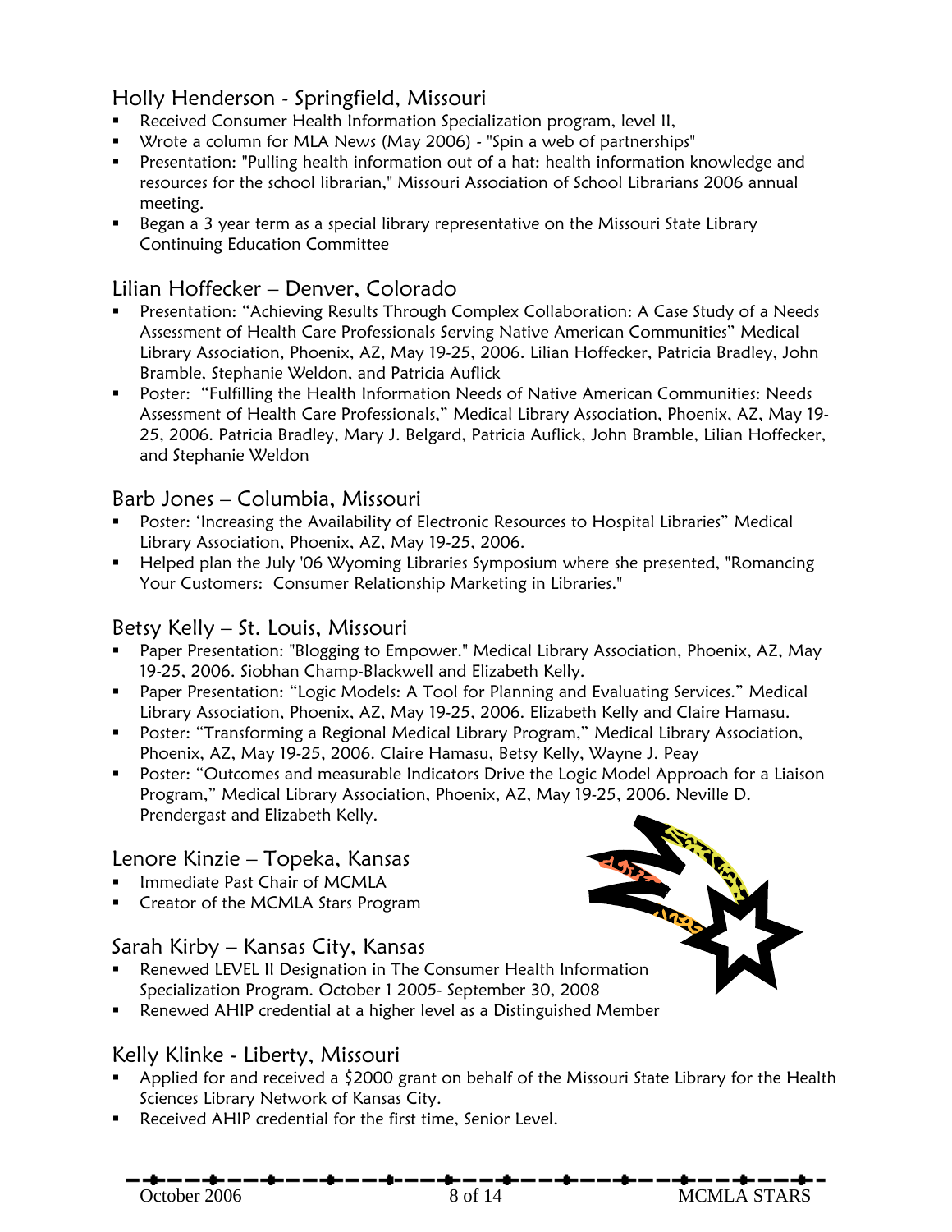## Holly Henderson - Springfield, Missouri

- Received Consumer Health Information Specialization program, level II,
- Wrote a column for MLA News (May 2006) - "Spin a web of partnerships"
- Presentation: "Pulling health information out of a hat: health information knowledge and resources for the school librarian," Missouri Association of School Librarians 2006 annual meeting.
- Began a 3 year term as a special library representative on the Missouri State Library Continuing Education Committee

## Lilian Hoffecker – Denver, Colorado

- Presentation: "Achieving Results Through Complex Collaboration: A Case Study of a Needs Assessment of Health Care Professionals Serving Native American Communities" Medical Library Association, Phoenix, AZ, May 19-25, 2006. Lilian Hoffecker, Patricia Bradley, John Bramble, Stephanie Weldon, and Patricia Auflick
- Poster: "Fulfilling the Health Information Needs of Native American Communities: Needs Assessment of Health Care Professionals," Medical Library Association, Phoenix, AZ, May 19-25, 2006. Patricia Bradley, Mary J. Belgard, Patricia Auflick, John Bramble, Lilian Hoffecker, and Stephanie Weldon

## Barb Jones – Columbia, Missouri

- Poster: 'Increasing the Availability of Electronic Resources to Hospital Libraries" Medical Library Association, Phoenix, AZ, May 19-25, 2006.
- Helped plan the July '06 Wyoming Libraries Symposium where she presented, "Romancing Your Customers: Consumer Relationship Marketing in Libraries."

## Betsy Kelly – St. Louis, Missouri

- Paper Presentation: "Blogging to Empower." Medical Library Association, Phoenix, AZ, May 19-25, 2006. Siobhan Champ-Blackwell and Elizabeth Kelly.
- Paper Presentation: "Logic Models: A Tool for Planning and Evaluating Services." Medical Library Association, Phoenix, AZ, May 19-25, 2006. Elizabeth Kelly and Claire Hamasu.
- Poster: "Transforming a Regional Medical Library Program," Medical Library Association, Phoenix, AZ, May 19-25, 2006. Claire Hamasu, Betsy Kelly, Wayne J. Peay
- Poster: "Outcomes and measurable Indicators Drive the Logic Model Approach for a Liaison Program," Medical Library Association, Phoenix, AZ, May 19-25, 2006. Neville D. Prendergast and Elizabeth Kelly.

## Lenore Kinzie – Topeka, Kansas

- Immediate Past Chair of MCMLA
- Creator of the MCMLA Stars Program

## Sarah Kirby – Kansas City, Kansas

- Renewed LEVEL II Designation in The Consumer Health Information Specialization Program. October 1 2005- September 30, 2008
- Renewed AHIP credential at a higher level as a Distinguished Member

## Kelly Klinke - Liberty, Missouri

- Applied for and received a $2000 grant on behalf of the Missouri State Library for the Health Sciences Library Network of Kansas City.
- Received AHIP credential for the first time, Senior Level.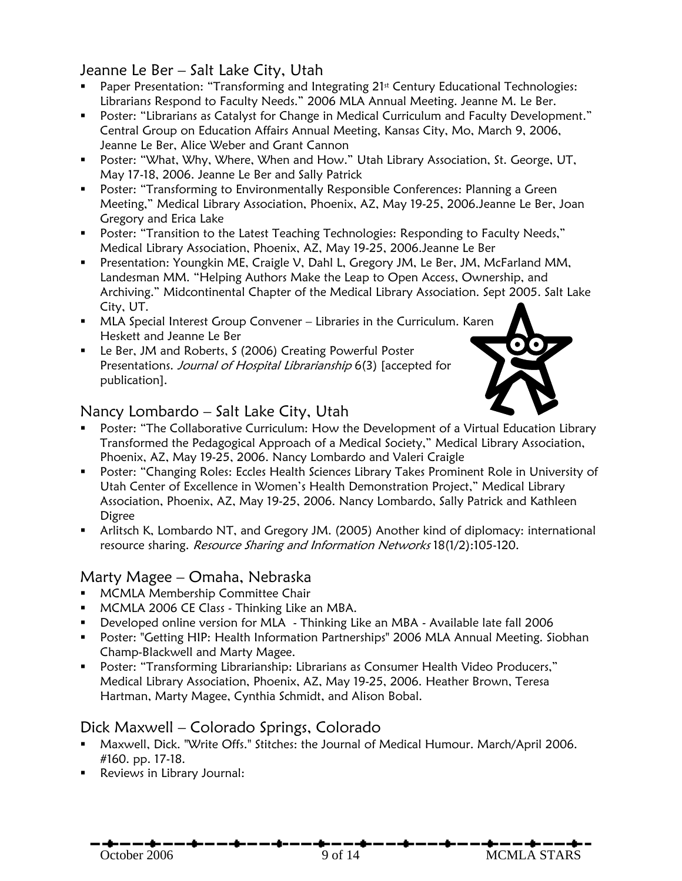## Jeanne Le Ber – Salt Lake City, Utah

- Paper Presentation: "Transforming and Integrating 21st Century Educational Technologies: Librarians Respond to Faculty Needs." 2006 MLA Annual Meeting. Jeanne M. Le Ber.
- Poster: "Librarians as Catalyst for Change in Medical Curriculum and Faculty Development." Central Group on Education Affairs Annual Meeting, Kansas City, Mo, March 9, 2006, Jeanne Le Ber, Alice Weber and Grant Cannon
- Poster: "What, Why, Where, When and How." Utah Library Association, St. George, UT, May 17-18, 2006. Jeanne Le Ber and Sally Patrick
- Poster: "Transforming to Environmentally Responsible Conferences: Planning a Green Meeting," Medical Library Association, Phoenix, AZ, May 19-25, 2006.Jeanne Le Ber, Joan Gregory and Erica Lake
- Poster: "Transition to the Latest Teaching Technologies: Responding to Faculty Needs," Medical Library Association, Phoenix, AZ, May 19-25, 2006.Jeanne Le Ber
- Presentation: Youngkin ME, Craigle V, Dahl L, Gregory JM, Le Ber, JM, McFarland MM, Landesman MM. "Helping Authors Make the Leap to Open Access, Ownership, and Archiving." Midcontinental Chapter of the Medical Library Association. Sept 2005. Salt Lake City, UT.
- MLA Special Interest Group Convener – Libraries in the Curriculum. Karen Heskett and Jeanne Le Ber
- Le Ber, JM and Roberts, S (2006) Creating Powerful Poster Presentations. *Journal of Hospital Librarianship* 6(3) [accepted for publication].

## Nancy Lombardo – Salt Lake City, Utah

- Poster: "The Collaborative Curriculum: How the Development of a Virtual Education Library Transformed the Pedagogical Approach of a Medical Society," Medical Library Association, Phoenix, AZ, May 19-25, 2006. Nancy Lombardo and Valeri Craigle
- Poster: "Changing Roles: Eccles Health Sciences Library Takes Prominent Role in University of Utah Center of Excellence in Women's Health Demonstration Project," Medical Library Association, Phoenix, AZ, May 19-25, 2006. Nancy Lombardo, Sally Patrick and Kathleen Digree
- Arlitsch K, Lombardo NT, and Gregory JM. (2005) Another kind of diplomacy: international resource sharing. *Resource Sharing and Information Networks* 18(1/2):105-120.

## Marty Magee – Omaha, Nebraska

- MCMLA Membership Committee Chair
- MCMLA 2006 CE Class - Thinking Like an MBA.
- Developed online version for MLA - Thinking Like an MBA - Available late fall 2006
- Poster: "Getting HIP: Health Information Partnerships" 2006 MLA Annual Meeting. Siobhan Champ-Blackwell and Marty Magee.
- Poster: "Transforming Librarianship: Librarians as Consumer Health Video Producers," Medical Library Association, Phoenix, AZ, May 19-25, 2006. Heather Brown, Teresa Hartman, Marty Magee, Cynthia Schmidt, and Alison Bobal.

## Dick Maxwell – Colorado Springs, Colorado

- Maxwell, Dick. "Write Offs." Stitches: the Journal of Medical Humour. March/April 2006. #160. pp. 17-18.
- Reviews in Library Journal: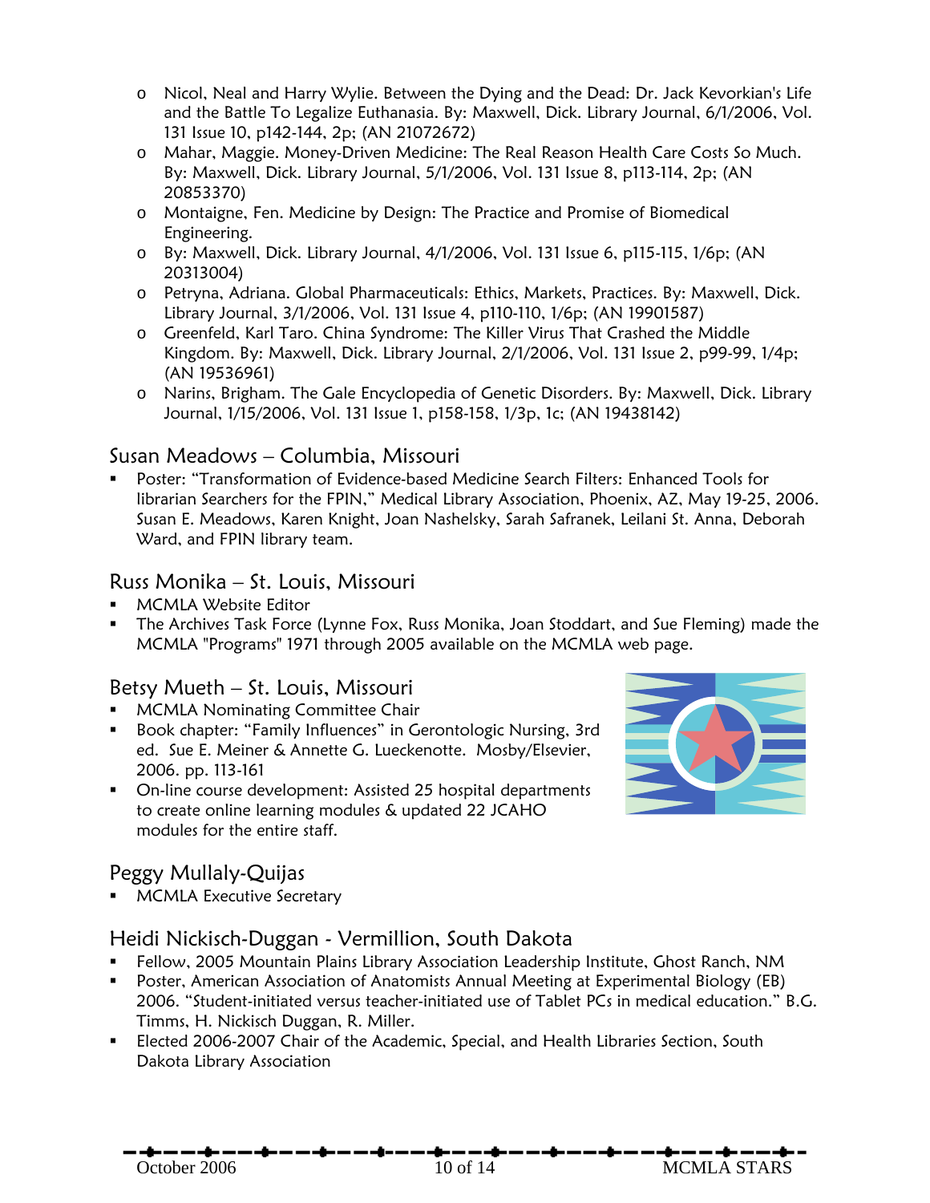- Nicol, Neal and Harry Wylie. Between the Dying and the Dead: Dr. Jack Kevorkian's Life and the Battle To Legalize Euthanasia. By: Maxwell, Dick. Library Journal, 6/1/2006, Vol. 131 Issue 10, p142-144, 2p; (AN 21072672)
- Mahar, Maggie. Money-Driven Medicine: The Real Reason Health Care Costs So Much. By: Maxwell, Dick. Library Journal, 5/1/2006, Vol. 131 Issue 8, p113-114, 2p; (AN 20853370)
- Montaigne, Fen. Medicine by Design: The Practice and Promise of Biomedical Engineering.
- By: Maxwell, Dick. Library Journal, 4/1/2006, Vol. 131 Issue 6, p115-115, 1/6p; (AN 20313004)
- Petryna, Adriana. Global Pharmaceuticals: Ethics, Markets, Practices. By: Maxwell, Dick. Library Journal, 3/1/2006, Vol. 131 Issue 4, p110-110, 1/6p; (AN 19901587)
- Greenfeld, Karl Taro. China Syndrome: The Killer Virus That Crashed the Middle Kingdom. By: Maxwell, Dick. Library Journal, 2/1/2006, Vol. 131 Issue 2, p99-99, 1/4p; (AN 19536961)
- Narins, Brigham. The Gale Encyclopedia of Genetic Disorders. By: Maxwell, Dick. Library Journal, 1/15/2006, Vol. 131 Issue 1, p158-158, 1/3p, 1c; (AN 19438142)

## Susan Meadows – Columbia, Missouri

- Poster: "Transformation of Evidence-based Medicine Search Filters: Enhanced Tools for librarian Searchers for the FPIN," Medical Library Association, Phoenix, AZ, May 19-25, 2006. Susan E. Meadows, Karen Knight, Joan Nashelsky, Sarah Safranek, Leilani St. Anna, Deborah Ward, and FPIN library team.

## Russ Monika – St. Louis, Missouri

- MCMLA Website Editor
- The Archives Task Force (Lynne Fox, Russ Monika, Joan Stoddart, and Sue Fleming) made the MCMLA "Programs" 1971 through 2005 available on the MCMLA web page.

## Betsy Mueth – St. Louis, Missouri

- MCMLA Nominating Committee Chair
- Book chapter: "Family Influences" in Gerontologic Nursing, 3rd ed. Sue E. Meiner & Annette G. Lueckenotte. Mosby/Elsevier, 2006. pp. 113-161
- On-line course development: Assisted 25 hospital departments to create online learning modules & updated 22 JCAHO modules for the entire staff.

## Peggy Mullaly-Quijas

- MCMLA Executive Secretary

## Heidi Nickisch-Duggan - Vermillion, South Dakota

- Fellow, 2005 Mountain Plains Library Association Leadership Institute, Ghost Ranch, NM
- Poster, American Association of Anatomists Annual Meeting at Experimental Biology (EB) 2006. "Student-initiated versus teacher-initiated use of Tablet PCs in medical education." B.G. Timms, H. Nickisch Duggan, R. Miller.
- Elected 2006-2007 Chair of the Academic, Special, and Health Libraries Section, South Dakota Library Association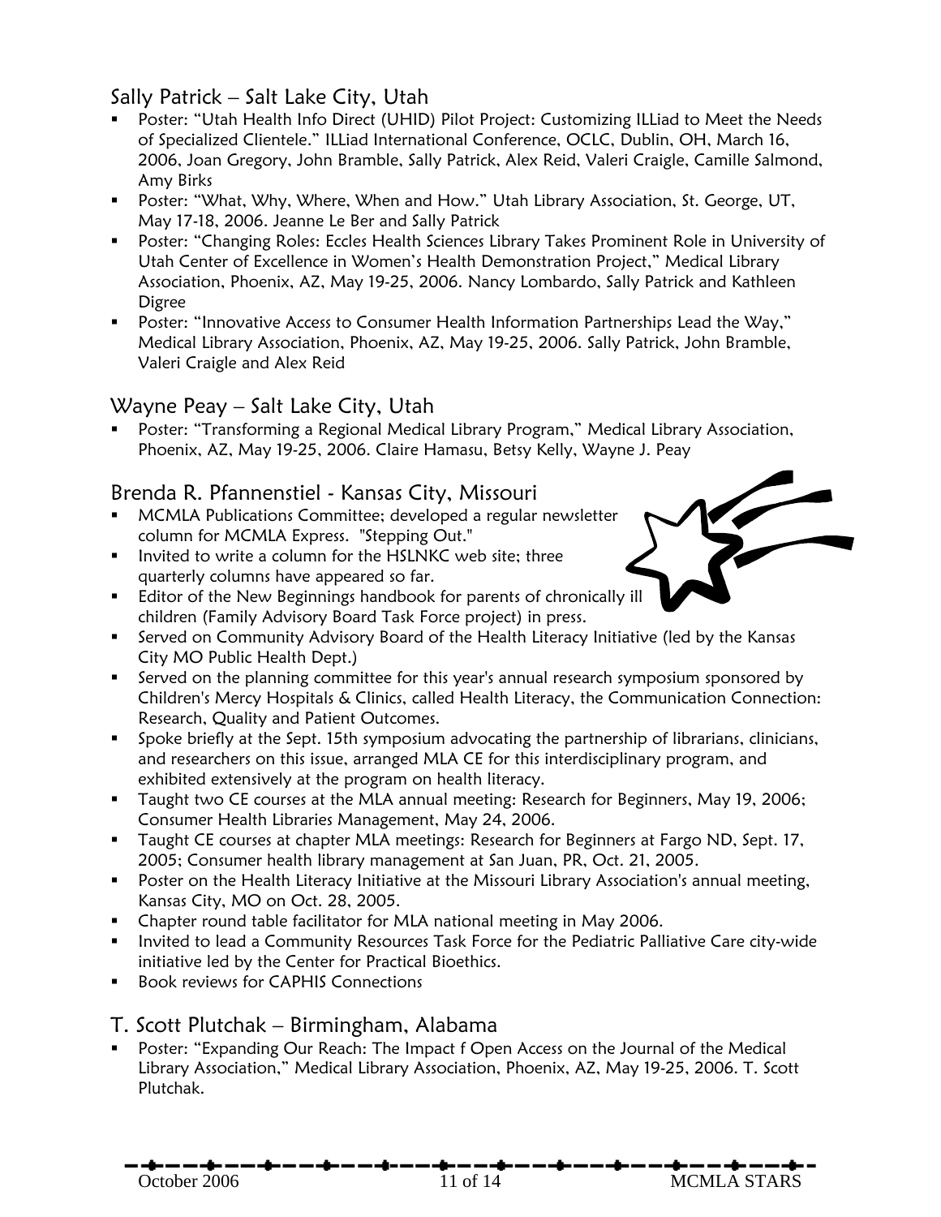## Sally Patrick – Salt Lake City, Utah

- Poster: "Utah Health Info Direct (UHID) Pilot Project: Customizing ILLiad to Meet the Needs of Specialized Clientele." ILLiad International Conference, OCLC, Dublin, OH, March 16, 2006, Joan Gregory, John Bramble, Sally Patrick, Alex Reid, Valeri Craigle, Camille Salmond, Amy Birks
- Poster: "What, Why, Where, When and How." Utah Library Association, St. George, UT, May 17-18, 2006. Jeanne Le Ber and Sally Patrick
- Poster: "Changing Roles: Eccles Health Sciences Library Takes Prominent Role in University of Utah Center of Excellence in Women's Health Demonstration Project," Medical Library Association, Phoenix, AZ, May 19-25, 2006. Nancy Lombardo, Sally Patrick and Kathleen Digree
- Poster: "Innovative Access to Consumer Health Information Partnerships Lead the Way," Medical Library Association, Phoenix, AZ, May 19-25, 2006. Sally Patrick, John Bramble, Valeri Craigle and Alex Reid

## Wayne Peay – Salt Lake City, Utah

- Poster: "Transforming a Regional Medical Library Program," Medical Library Association, Phoenix, AZ, May 19-25, 2006. Claire Hamasu, Betsy Kelly, Wayne J. Peay

## Brenda R. Pfannenstiel - Kansas City, Missouri

- MCMLA Publications Committee; developed a regular newsletter column for MCMLA Express. "Stepping Out."
- Invited to write a column for the HSLNKC web site; three quarterly columns have appeared so far.
- Editor of the New Beginnings handbook for parents of chronically ill children (Family Advisory Board Task Force project) in press.
- Served on Community Advisory Board of the Health Literacy Initiative (led by the Kansas City MO Public Health Dept.)
- Served on the planning committee for this year's annual research symposium sponsored by Children's Mercy Hospitals & Clinics, called Health Literacy, the Communication Connection: Research, Quality and Patient Outcomes.
- Spoke briefly at the Sept. 15th symposium advocating the partnership of librarians, clinicians, and researchers on this issue, arranged MLA CE for this interdisciplinary program, and exhibited extensively at the program on health literacy.
- Taught two CE courses at the MLA annual meeting: Research for Beginners, May 19, 2006; Consumer Health Libraries Management, May 24, 2006.
- Taught CE courses at chapter MLA meetings: Research for Beginners at Fargo ND, Sept. 17, 2005; Consumer health library management at San Juan, PR, Oct. 21, 2005.
- Poster on the Health Literacy Initiative at the Missouri Library Association's annual meeting, Kansas City, MO on Oct. 28, 2005.
- Chapter round table facilitator for MLA national meeting in May 2006.
- Invited to lead a Community Resources Task Force for the Pediatric Palliative Care city-wide initiative led by the Center for Practical Bioethics.
- Book reviews for CAPHIS Connections

## T. Scott Plutchak – Birmingham, Alabama

- Poster: "Expanding Our Reach: The Impact f Open Access on the Journal of the Medical Library Association," Medical Library Association, Phoenix, AZ, May 19-25, 2006. T. Scott Plutchak.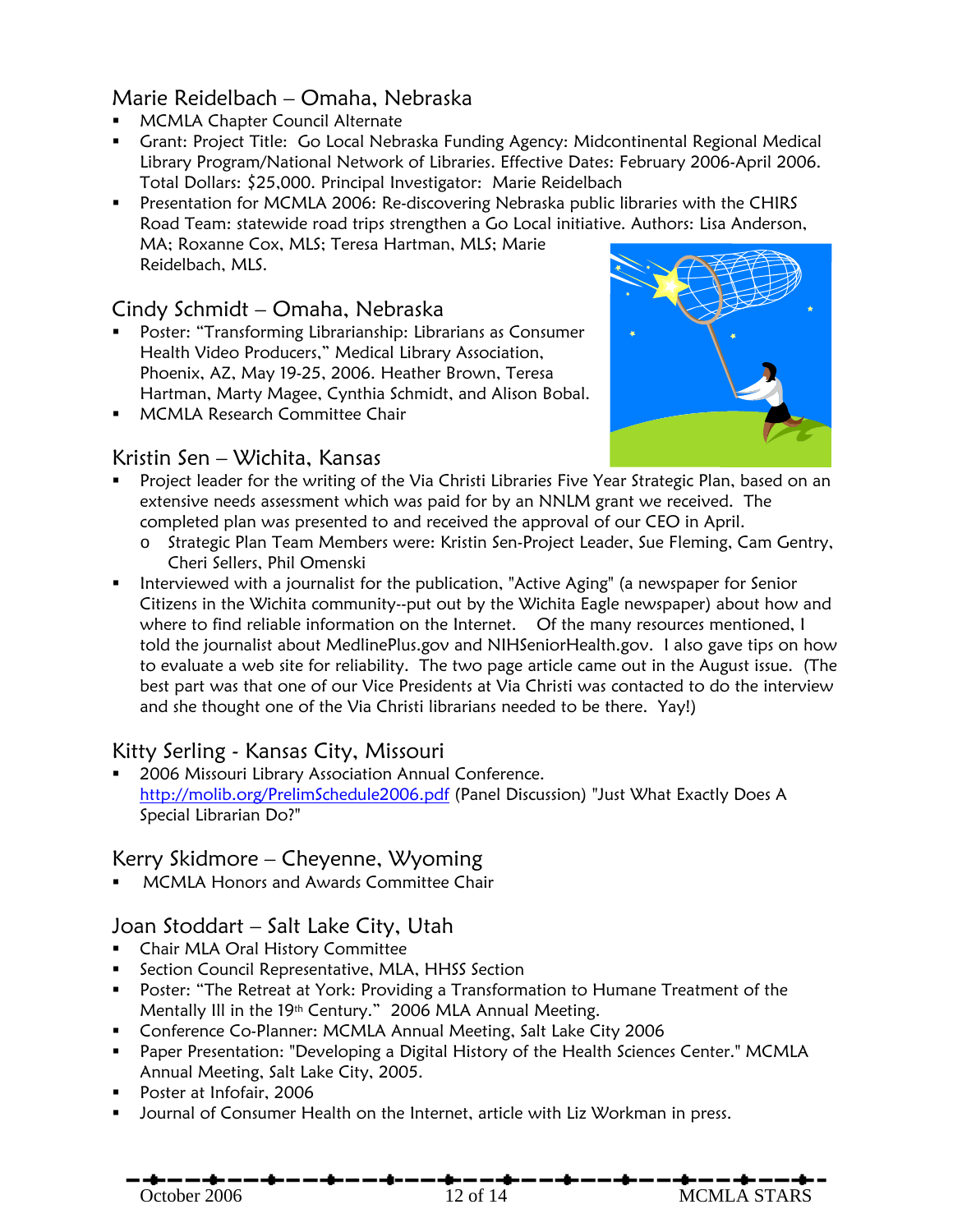## Marie Reidelbach – Omaha, Nebraska

- MCMLA Chapter Council Alternate
- Grant: Project Title: Go Local Nebraska Funding Agency: Midcontinental Regional Medical Library Program/National Network of Libraries. Effective Dates: February 2006-April 2006. Total Dollars: $25,000. Principal Investigator: Marie Reidelbach
- Presentation for MCMLA 2006: Re-discovering Nebraska public libraries with the CHIRS Road Team: statewide road trips strengthen a Go Local initiative. Authors: Lisa Anderson, MA; Roxanne Cox, MLS; Teresa Hartman, MLS; Marie Reidelbach, MLS.

## Cindy Schmidt – Omaha, Nebraska

- Poster: "Transforming Librarianship: Librarians as Consumer Health Video Producers," Medical Library Association, Phoenix, AZ, May 19-25, 2006. Heather Brown, Teresa Hartman, Marty Magee, Cynthia Schmidt, and Alison Bobal.
- MCMLA Research Committee Chair

## Kristin Sen – Wichita, Kansas

- Project leader for the writing of the Via Christi Libraries Five Year Strategic Plan, based on an extensive needs assessment which was paid for by an NNLM grant we received. The completed plan was presented to and received the approval of our CEO in April.
  - Strategic Plan Team Members were: Kristin Sen-Project Leader, Sue Fleming, Cam Gentry, Cheri Sellers, Phil Omenski
- Interviewed with a journalist for the publication, "Active Aging" (a newspaper for Senior Citizens in the Wichita community--put out by the Wichita Eagle newspaper) about how and where to find reliable information on the Internet. Of the many resources mentioned, I told the journalist about MedlinePlus.gov and NIHSeniorHealth.gov. I also gave tips on how to evaluate a web site for reliability. The two page article came out in the August issue. (The best part was that one of our Vice Presidents at Via Christi was contacted to do the interview and she thought one of the Via Christi librarians needed to be there. Yay!)

## Kitty Serling - Kansas City, Missouri

- 2006 Missouri Library Association Annual Conference. http://molib.org/PrelimSchedule2006.pdf (Panel Discussion) "Just What Exactly Does A Special Librarian Do?"

## Kerry Skidmore – Cheyenne, Wyoming

- MCMLA Honors and Awards Committee Chair

## Joan Stoddart – Salt Lake City, Utah

- Chair MLA Oral History Committee
- Section Council Representative, MLA, HHSS Section
- Poster: "The Retreat at York: Providing a Transformation to Humane Treatment of the Mentally Ill in the 19th Century." 2006 MLA Annual Meeting.
- Conference Co-Planner: MCMLA Annual Meeting, Salt Lake City 2006
- Paper Presentation: "Developing a Digital History of the Health Sciences Center." MCMLA Annual Meeting, Salt Lake City, 2005.
- Poster at Infofair, 2006
- Journal of Consumer Health on the Internet, article with Liz Workman in press.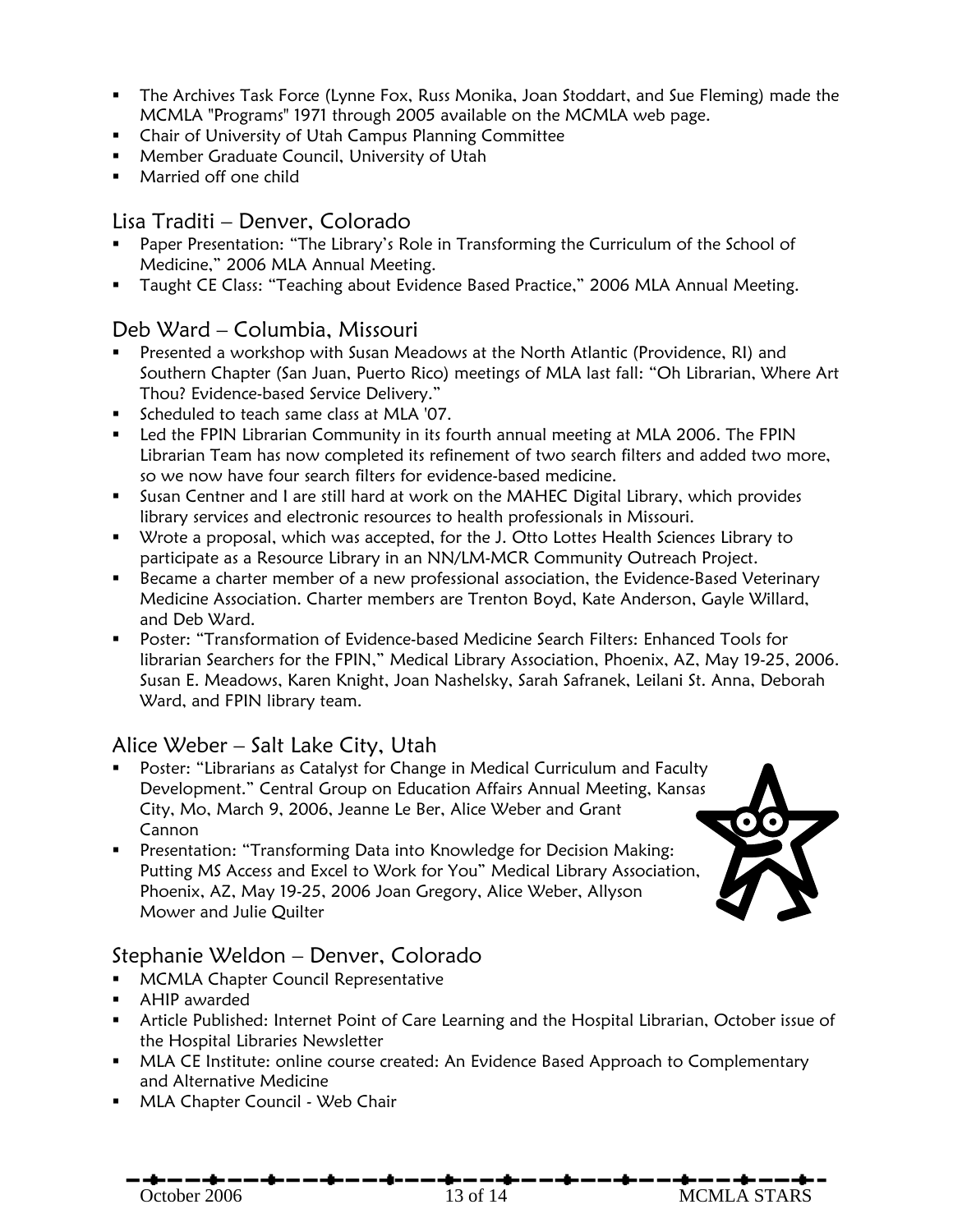- The Archives Task Force (Lynne Fox, Russ Monika, Joan Stoddart, and Sue Fleming) made the MCMLA "Programs" 1971 through 2005 available on the MCMLA web page.
- Chair of University of Utah Campus Planning Committee
- Member Graduate Council, University of Utah
- Married off one child

## Lisa Traditi – Denver, Colorado

- Paper Presentation: "The Library's Role in Transforming the Curriculum of the School of Medicine," 2006 MLA Annual Meeting.
- Taught CE Class: "Teaching about Evidence Based Practice," 2006 MLA Annual Meeting.

## Deb Ward – Columbia, Missouri

- Presented a workshop with Susan Meadows at the North Atlantic (Providence, RI) and Southern Chapter (San Juan, Puerto Rico) meetings of MLA last fall: "Oh Librarian, Where Art Thou? Evidence-based Service Delivery."
- Scheduled to teach same class at MLA '07.
- Led the FPIN Librarian Community in its fourth annual meeting at MLA 2006. The FPIN Librarian Team has now completed its refinement of two search filters and added two more, so we now have four search filters for evidence-based medicine.
- Susan Centner and I are still hard at work on the MAHEC Digital Library, which provides library services and electronic resources to health professionals in Missouri.
- Wrote a proposal, which was accepted, for the J. Otto Lottes Health Sciences Library to participate as a Resource Library in an NN/LM-MCR Community Outreach Project.
- Became a charter member of a new professional association, the Evidence-Based Veterinary Medicine Association. Charter members are Trenton Boyd, Kate Anderson, Gayle Willard, and Deb Ward.
- Poster: "Transformation of Evidence-based Medicine Search Filters: Enhanced Tools for librarian Searchers for the FPIN," Medical Library Association, Phoenix, AZ, May 19-25, 2006. Susan E. Meadows, Karen Knight, Joan Nashelsky, Sarah Safranek, Leilani St. Anna, Deborah Ward, and FPIN library team.

## Alice Weber – Salt Lake City, Utah

- Poster: "Librarians as Catalyst for Change in Medical Curriculum and Faculty Development." Central Group on Education Affairs Annual Meeting, Kansas City, Mo, March 9, 2006, Jeanne Le Ber, Alice Weber and Grant Cannon
- Presentation: "Transforming Data into Knowledge for Decision Making: Putting MS Access and Excel to Work for You" Medical Library Association, Phoenix, AZ, May 19-25, 2006 Joan Gregory, Alice Weber, Allyson Mower and Julie Quilter

## Stephanie Weldon – Denver, Colorado

- MCMLA Chapter Council Representative
- AHIP awarded
- Article Published: Internet Point of Care Learning and the Hospital Librarian, October issue of the Hospital Libraries Newsletter
- MLA CE Institute: online course created: An Evidence Based Approach to Complementary and Alternative Medicine
- MLA Chapter Council - Web Chair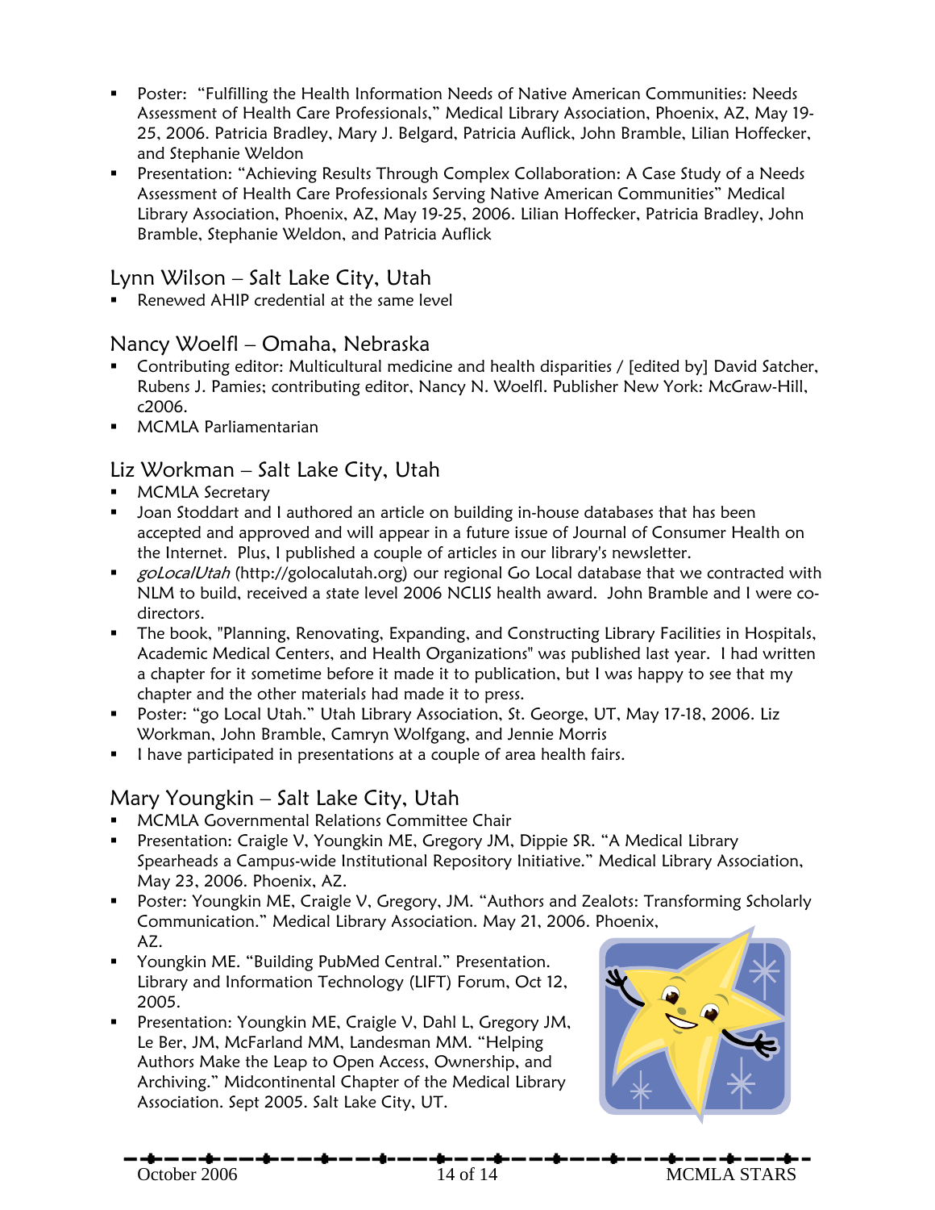- Poster: "Fulfilling the Health Information Needs of Native American Communities: Needs Assessment of Health Care Professionals," Medical Library Association, Phoenix, AZ, May 19-25, 2006. Patricia Bradley, Mary J. Belgard, Patricia Auflick, John Bramble, Lilian Hoffecker, and Stephanie Weldon
- Presentation: "Achieving Results Through Complex Collaboration: A Case Study of a Needs Assessment of Health Care Professionals Serving Native American Communities" Medical Library Association, Phoenix, AZ, May 19-25, 2006. Lilian Hoffecker, Patricia Bradley, John Bramble, Stephanie Weldon, and Patricia Auflick

## Lynn Wilson – Salt Lake City, Utah

- Renewed AHIP credential at the same level

## Nancy Woelfl – Omaha, Nebraska

- Contributing editor: Multicultural medicine and health disparities / [edited by] David Satcher, Rubens J. Pamies; contributing editor, Nancy N. Woelfl. Publisher New York: McGraw-Hill, c2006.
- MCMLA Parliamentarian

## Liz Workman – Salt Lake City, Utah

- MCMLA Secretary
- Joan Stoddart and I authored an article on building in-house databases that has been accepted and approved and will appear in a future issue of Journal of Consumer Health on the Internet. Plus, I published a couple of articles in our library's newsletter.
- *goLocalUtah* (http://golocalutah.org) our regional Go Local database that we contracted with NLM to build, received a state level 2006 NCLIS health award. John Bramble and I were co-directors.
- The book, "Planning, Renovating, Expanding, and Constructing Library Facilities in Hospitals, Academic Medical Centers, and Health Organizations" was published last year. I had written a chapter for it sometime before it made it to publication, but I was happy to see that my chapter and the other materials had made it to press.
- Poster: "go Local Utah." Utah Library Association, St. George, UT, May 17-18, 2006. Liz Workman, John Bramble, Camryn Wolfgang, and Jennie Morris
- I have participated in presentations at a couple of area health fairs.

## Mary Youngkin – Salt Lake City, Utah

- MCMLA Governmental Relations Committee Chair
- Presentation: Craigle V, Youngkin ME, Gregory JM, Dippie SR. "A Medical Library Spearheads a Campus-wide Institutional Repository Initiative." Medical Library Association, May 23, 2006. Phoenix, AZ.
- Poster: Youngkin ME, Craigle V, Gregory, JM. "Authors and Zealots: Transforming Scholarly Communication." Medical Library Association. May 21, 2006. Phoenix, AZ.
- Youngkin ME. "Building PubMed Central." Presentation. Library and Information Technology (LIFT) Forum, Oct 12, 2005.
- Presentation: Youngkin ME, Craigle V, Dahl L, Gregory JM, Le Ber, JM, McFarland MM, Landesman MM. "Helping Authors Make the Leap to Open Access, Ownership, and Archiving." Midcontinental Chapter of the Medical Library Association. Sept 2005. Salt Lake City, UT.